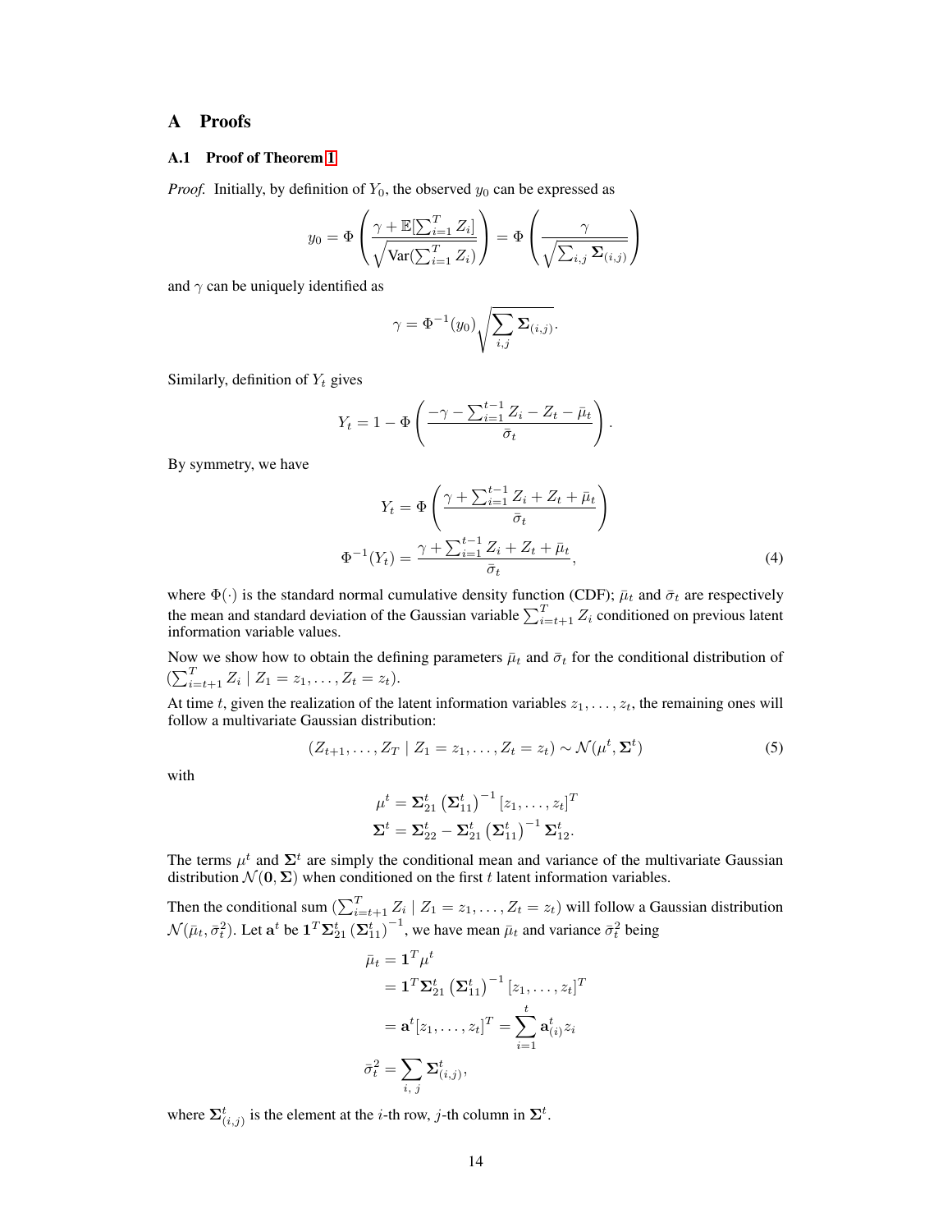# A Proofs

## A.1 Proof of Theorem 1

*Proof.* Initially, by definition of $Y_0$, the observed $y_0$ can be expressed as

$$y_0 = \Phi\left(\frac{\gamma + \mathbb{E}[\sum_{i=1}^{T} Z_i]}{\sqrt{\text{Var}(\sum_{i=1}^{T} Z_i)}}\right) = \Phi\left(\frac{\gamma}{\sqrt{\sum_{i,j} \mathbf{\Sigma}_{(i,j)}}}\right)$$

and $\gamma$ can be uniquely identified as

$$\gamma = \Phi^{-1}(y_0)\sqrt{\sum_{i,j} \mathbf{\Sigma}_{(i,j)}}.$$

Similarly, definition of $Y_t$ gives

$$Y_t = 1 - \Phi\left(\frac{-\gamma - \sum_{i=1}^{t-1} Z_i - Z_t - \bar{\mu}_t}{\bar{\sigma}_t}\right).$$

By symmetry, we have

$$Y_t = \Phi\left(\frac{\gamma + \sum_{i=1}^{t-1} Z_i + Z_t + \bar{\mu}_t}{\bar{\sigma}_t}\right)$$

$$\Phi^{-1}(Y_t) = \frac{\gamma + \sum_{i=1}^{t-1} Z_i + Z_t + \bar{\mu}_t}{\bar{\sigma}_t}, \tag{4}$$

where $\Phi(\cdot)$ is the standard normal cumulative density function (CDF); $\bar{\mu}_t$ and $\bar{\sigma}_t$ are respectively the mean and standard deviation of the Gaussian variable $\sum_{i=t+1}^{T} Z_i$ conditioned on previous latent information variable values.

Now we show how to obtain the defining parameters $\bar{\mu}_t$ and $\bar{\sigma}_t$ for the conditional distribution of $(\sum_{i=t+1}^{T} Z_i \mid Z_1 = z_1, \ldots, Z_t = z_t)$.

At time $t$, given the realization of the latent information variables $z_1, \ldots, z_t$, the remaining ones will follow a multivariate Gaussian distribution:

$$(Z_{t+1}, \ldots, Z_T \mid Z_1 = z_1, \ldots, Z_t = z_t) \sim \mathcal{N}(\mu^t, \mathbf{\Sigma}^t) \tag{5}$$

with

$$\mu^t = \mathbf{\Sigma}_{21}^t \left(\mathbf{\Sigma}_{11}^t\right)^{-1} [z_1, \ldots, z_t]^T$$
$$\mathbf{\Sigma}^t = \mathbf{\Sigma}_{22}^t - \mathbf{\Sigma}_{21}^t \left(\mathbf{\Sigma}_{11}^t\right)^{-1} \mathbf{\Sigma}_{12}^t.$$

The terms $\mu^t$ and $\mathbf{\Sigma}^t$ are simply the conditional mean and variance of the multivariate Gaussian distribution $\mathcal{N}(\mathbf{0}, \mathbf{\Sigma})$ when conditioned on the first $t$ latent information variables.

Then the conditional sum $(\sum_{i=t+1}^{T} Z_i \mid Z_1 = z_1, \ldots, Z_t = z_t)$ will follow a Gaussian distribution $\mathcal{N}(\bar{\mu}_t, \bar{\sigma}_t^2)$. Let $\mathbf{a}^t$ be $\mathbf{1}^T \mathbf{\Sigma}_{21}^t \left(\mathbf{\Sigma}_{11}^t\right)^{-1}$, we have mean $\bar{\mu}_t$ and variance $\bar{\sigma}_t^2$ being

$$\begin{aligned}
\bar{\mu}_t &= \mathbf{1}^T \mu^t \\
&= \mathbf{1}^T \mathbf{\Sigma}_{21}^t \left(\mathbf{\Sigma}_{11}^t\right)^{-1} [z_1, \ldots, z_t]^T \\
&= \mathbf{a}^t [z_1, \ldots, z_t]^T = \sum_{i=1}^{t} \mathbf{a}_{(i)}^t z_i \\
\bar{\sigma}_t^2 &= \sum_{i,\, j} \mathbf{\Sigma}_{(i,j)}^t,
\end{aligned}$$

where $\mathbf{\Sigma}_{(i,j)}^t$ is the element at the $i$-th row, $j$-th column in $\mathbf{\Sigma}^t$.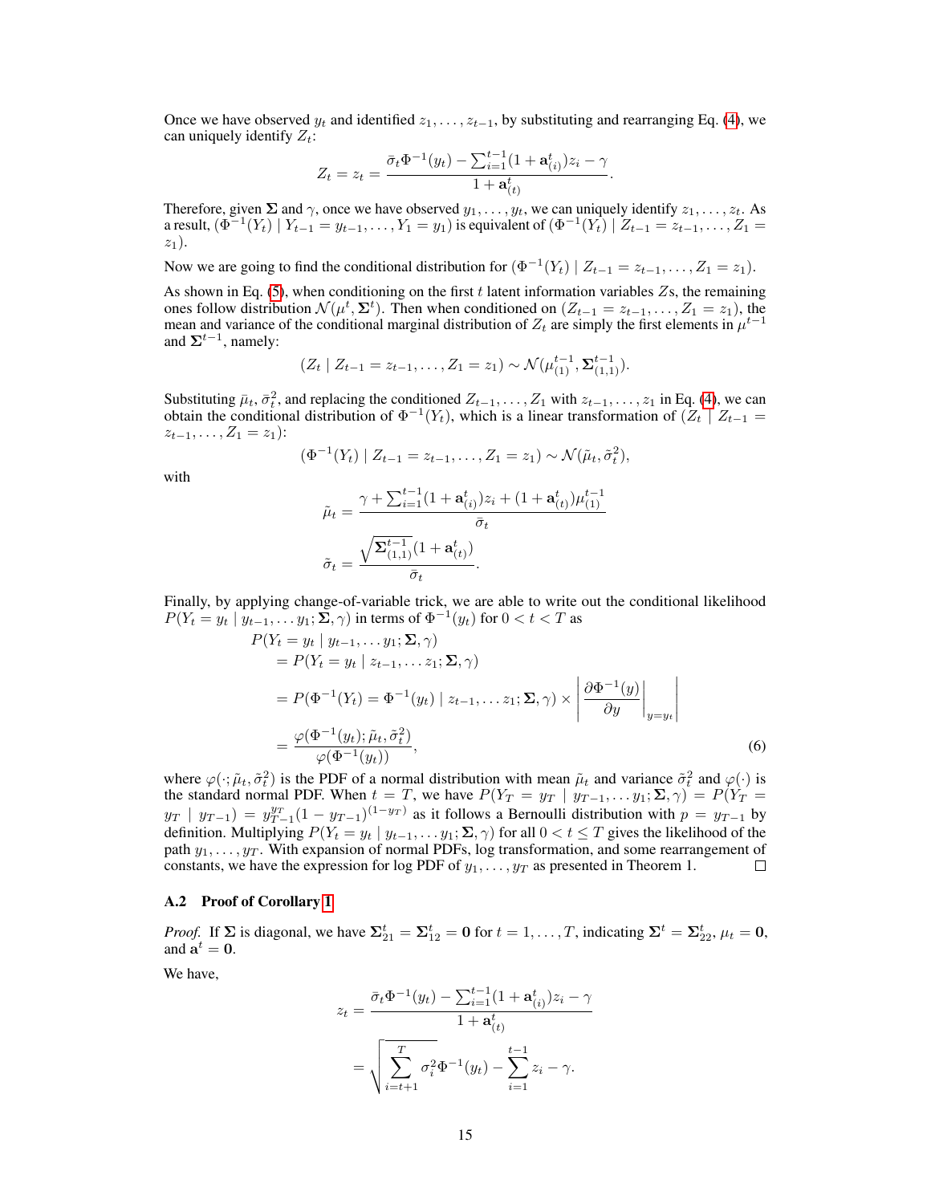Once we have observed $y_t$ and identified $z_1, \ldots, z_{t-1}$, by substituting and rearranging Eq. (4), we can uniquely identify $Z_t$:

$$Z_t = z_t = \frac{\bar{\sigma}_t \Phi^{-1}(y_t) - \sum_{i=1}^{t-1}(1 + \mathbf{a}^t_{(i)})z_i - \gamma}{1 + \mathbf{a}^t_{(t)}}.$$

Therefore, given $\mathbf{\Sigma}$ and $\gamma$, once we have observed $y_1, \ldots, y_t$, we can uniquely identify $z_1, \ldots, z_t$. As a result, $(\Phi^{-1}(Y_t) \mid Y_{t-1} = y_{t-1}, \ldots, Y_1 = y_1)$ is equivalent of $(\Phi^{-1}(Y_t) \mid Z_{t-1} = z_{t-1}, \ldots, Z_1 = z_1)$.

Now we are going to find the conditional distribution for $(\Phi^{-1}(Y_t) \mid Z_{t-1} = z_{t-1}, \ldots, Z_1 = z_1)$.

As shown in Eq. (5), when conditioning on the first $t$ latent information variables $Z$s, the remaining ones follow distribution $\mathcal{N}(\mu^t, \mathbf{\Sigma}^t)$. Then when conditioned on $(Z_{t-1} = z_{t-1}, \ldots, Z_1 = z_1)$, the mean and variance of the conditional marginal distribution of $Z_t$ are simply the first elements in $\mu^{t-1}$ and $\mathbf{\Sigma}^{t-1}$, namely:

$$(Z_t \mid Z_{t-1} = z_{t-1}, \ldots, Z_1 = z_1) \sim \mathcal{N}(\mu^{t-1}_{(1)}, \mathbf{\Sigma}^{t-1}_{(1,1)}).$$

Substituting $\bar{\mu}_t, \bar{\sigma}^2_t$, and replacing the conditioned $Z_{t-1}, \ldots, Z_1$ with $z_{t-1}, \ldots, z_1$ in Eq. (4), we can obtain the conditional distribution of $\Phi^{-1}(Y_t)$, which is a linear transformation of $(Z_t \mid Z_{t-1} = z_{t-1}, \ldots, Z_1 = z_1)$:

$$(\Phi^{-1}(Y_t) \mid Z_{t-1} = z_{t-1}, \ldots, Z_1 = z_1) \sim \mathcal{N}(\tilde{\mu}_t, \tilde{\sigma}^2_t),$$

with

$$\tilde{\mu}_t = \frac{\gamma + \sum_{i=1}^{t-1}(1 + \mathbf{a}^t_{(i)})z_i + (1 + \mathbf{a}^t_{(t)})\mu^{t-1}_{(1)}}{\bar{\sigma}_t}$$

$$\tilde{\sigma}_t = \frac{\sqrt{\mathbf{\Sigma}^{t-1}_{(1,1)}}(1 + \mathbf{a}^t_{(t)})}{\bar{\sigma}_t}.$$

Finally, by applying change-of-variable trick, we are able to write out the conditional likelihood $P(Y_t = y_t \mid y_{t-1}, \ldots y_1; \mathbf{\Sigma}, \gamma)$ in terms of $\Phi^{-1}(y_t)$ for $0 < t < T$ as

$$\begin{aligned}
&P(Y_t = y_t \mid y_{t-1}, \ldots y_1; \mathbf{\Sigma}, \gamma) \\
&= P(Y_t = y_t \mid z_{t-1}, \ldots z_1; \mathbf{\Sigma}, \gamma) \\
&= P(\Phi^{-1}(Y_t) = \Phi^{-1}(y_t) \mid z_{t-1}, \ldots z_1; \mathbf{\Sigma}, \gamma) \times \left| \left.\frac{\partial \Phi^{-1}(y)}{\partial y}\right|_{y=y_t} \right| \\
&= \frac{\varphi(\Phi^{-1}(y_t); \tilde{\mu}_t, \tilde{\sigma}^2_t)}{\varphi(\Phi^{-1}(y_t))},
\end{aligned} \tag{6}$$

where $\varphi(\cdot; \tilde{\mu}_t, \tilde{\sigma}^2_t)$ is the PDF of a normal distribution with mean $\tilde{\mu}_t$ and variance $\tilde{\sigma}^2_t$ and $\varphi(\cdot)$ is the standard normal PDF. When $t = T$, we have $P(Y_T = y_T \mid y_{T-1}, \ldots y_1; \mathbf{\Sigma}, \gamma) = P(Y_T = y_T \mid y_{T-1}) = y_{T-1}^{y_T}(1 - y_{T-1})^{(1-y_T)}$ as it follows a Bernoulli distribution with $p = y_{T-1}$ by definition. Multiplying $P(Y_t = y_t \mid y_{t-1}, \ldots y_1; \mathbf{\Sigma}, \gamma)$ for all $0 < t \leq T$ gives the likelihood of the path $y_1, \ldots, y_T$. With expansion of normal PDFs, log transformation, and some rearrangement of constants, we have the expression for log PDF of $y_1, \ldots, y_T$ as presented in Theorem 1. □

### A.2 Proof of Corollary 1

*Proof.* If $\mathbf{\Sigma}$ is diagonal, we have $\mathbf{\Sigma}^t_{21} = \mathbf{\Sigma}^t_{12} = \mathbf{0}$ for $t = 1, \ldots, T$, indicating $\mathbf{\Sigma}^t = \mathbf{\Sigma}^t_{22}, \mu_t = \mathbf{0}$, and $\mathbf{a}^t = \mathbf{0}$.

We have,

$$\begin{aligned}
z_t &= \frac{\bar{\sigma}_t \Phi^{-1}(y_t) - \sum_{i=1}^{t-1}(1 + \mathbf{a}^t_{(i)})z_i - \gamma}{1 + \mathbf{a}^t_{(t)}} \\
&= \sqrt{\sum_{i=t+1}^{T} \sigma^2_i}\,\Phi^{-1}(y_t) - \sum_{i=1}^{t-1} z_i - \gamma.
\end{aligned}$$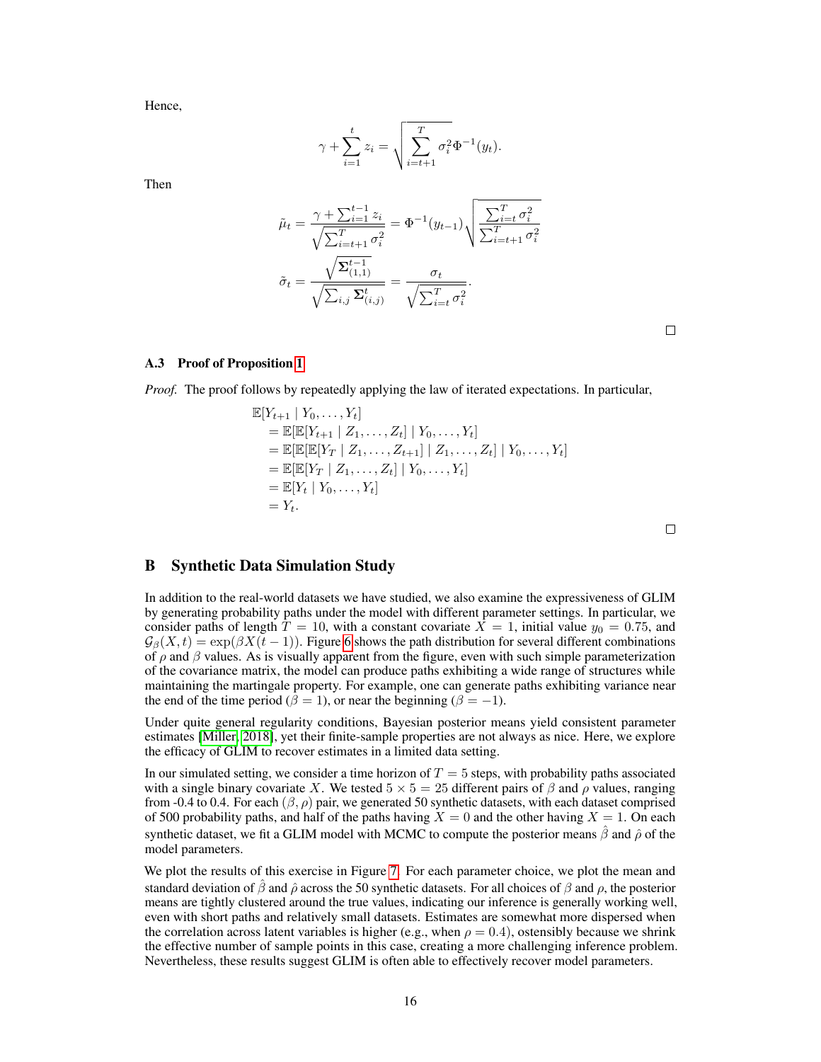Hence,

$$\gamma + \sum_{i=1}^{t} z_i = \sqrt{\sum_{i=t+1}^{T} \sigma_i^2} \Phi^{-1}(y_t).$$

Then

$$\tilde{\mu}_t = \frac{\gamma + \sum_{i=1}^{t-1} z_i}{\sqrt{\sum_{i=t+1}^{T} \sigma_i^2}} = \Phi^{-1}(y_{t-1}) \sqrt{\frac{\sum_{i=t}^{T} \sigma_i^2}{\sum_{i=t+1}^{T} \sigma_i^2}}$$

$$\tilde{\sigma}_t = \frac{\sqrt{\mathbf{\Sigma}_{(1,1)}^{t-1}}}{\sqrt{\sum_{i,j} \mathbf{\Sigma}_{(i,j)}^{t}}} = \frac{\sigma_t}{\sqrt{\sum_{i=t}^{T} \sigma_i^2}}.$$

□

### A.3 Proof of Proposition 1

*Proof.* The proof follows by repeatedly applying the law of iterated expectations. In particular,

$$\begin{aligned}
&\mathbb{E}[Y_{t+1} \mid Y_0, \ldots, Y_t] \\
&\quad = \mathbb{E}[\mathbb{E}[Y_{t+1} \mid Z_1, \ldots, Z_t] \mid Y_0, \ldots, Y_t] \\
&\quad = \mathbb{E}[\mathbb{E}[\mathbb{E}[Y_T \mid Z_1, \ldots, Z_{t+1}] \mid Z_1, \ldots, Z_t] \mid Y_0, \ldots, Y_t] \\
&\quad = \mathbb{E}[\mathbb{E}[Y_T \mid Z_1, \ldots, Z_t] \mid Y_0, \ldots, Y_t] \\
&\quad = \mathbb{E}[Y_t \mid Y_0, \ldots, Y_t] \\
&\quad = Y_t.
\end{aligned}$$

□

## B Synthetic Data Simulation Study

In addition to the real-world datasets we have studied, we also examine the expressiveness of GLIM by generating probability paths under the model with different parameter settings. In particular, we consider paths of length $T = 10$, with a constant covariate $X = 1$, initial value $y_0 = 0.75$, and $\mathcal{G}_\beta(X, t) = \exp(\beta X(t-1))$. Figure 6 shows the path distribution for several different combinations of $\rho$ and $\beta$ values. As is visually apparent from the figure, even with such simple parameterization of the covariance matrix, the model can produce paths exhibiting a wide range of structures while maintaining the martingale property. For example, one can generate paths exhibiting variance near the end of the time period ($\beta = 1$), or near the beginning ($\beta = -1$).

Under quite general regularity conditions, Bayesian posterior means yield consistent parameter estimates [Miller, 2018], yet their finite-sample properties are not always as nice. Here, we explore the efficacy of GLIM to recover estimates in a limited data setting.

In our simulated setting, we consider a time horizon of $T = 5$ steps, with probability paths associated with a single binary covariate $X$. We tested $5 \times 5 = 25$ different pairs of $\beta$ and $\rho$ values, ranging from -0.4 to 0.4. For each $(\beta, \rho)$ pair, we generated 50 synthetic datasets, with each dataset comprised of 500 probability paths, and half of the paths having $X = 0$ and the other having $X = 1$. On each synthetic dataset, we fit a GLIM model with MCMC to compute the posterior means $\hat{\beta}$ and $\hat{\rho}$ of the model parameters.

We plot the results of this exercise in Figure 7. For each parameter choice, we plot the mean and standard deviation of $\hat{\beta}$ and $\hat{\rho}$ across the 50 synthetic datasets. For all choices of $\beta$ and $\rho$, the posterior means are tightly clustered around the true values, indicating our inference is generally working well, even with short paths and relatively small datasets. Estimates are somewhat more dispersed when the correlation across latent variables is higher (e.g., when $\rho = 0.4$), ostensibly because we shrink the effective number of sample points in this case, creating a more challenging inference problem. Nevertheless, these results suggest GLIM is often able to effectively recover model parameters.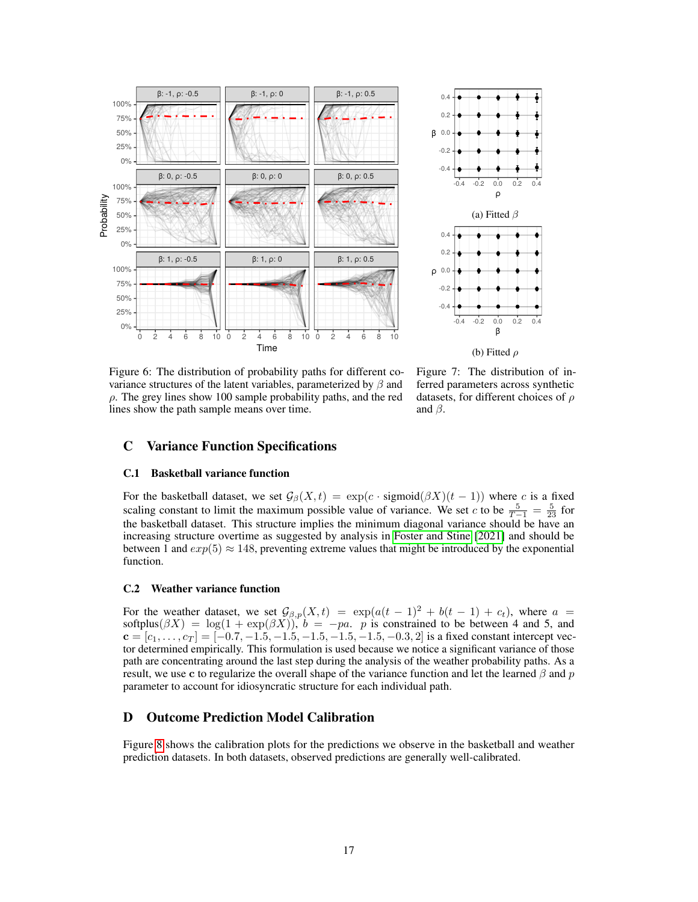Figure 6: The distribution of probability paths for different covariance structures of the latent variables, parameterized by $\beta$ and $\rho$. The grey lines show 100 sample probability paths, and the red lines show the path sample means over time.

(a) Fitted $\beta$

(b) Fitted $\rho$

Figure 7: The distribution of inferred parameters across synthetic datasets, for different choices of $\rho$ and $\beta$.

## C Variance Function Specifications

### C.1 Basketball variance function

For the basketball dataset, we set $\mathcal{G}_\beta(X,t) = \exp(c \cdot \text{sigmoid}(\beta X)(t-1))$ where $c$ is a fixed scaling constant to limit the maximum possible value of variance. We set $c$ to be $\frac{5}{T-1} = \frac{5}{23}$ for the basketball dataset. This structure implies the minimum diagonal variance should be have an increasing structure overtime as suggested by analysis in Foster and Stine [2021] and should be between 1 and $exp(5) \approx 148$, preventing extreme values that might be introduced by the exponential function.

### C.2 Weather variance function

For the weather dataset, we set $\mathcal{G}_{\beta,p}(X,t) = \exp(a(t-1)^2 + b(t-1) + c_t)$, where $a = \text{softplus}(\beta X) = \log(1+\exp(\beta X))$, $b = -pa$. $p$ is constrained to be between 4 and 5, and $\mathbf{c} = [c_1, \ldots, c_T] = [-0.7, -1.5, -1.5, -1.5, -1.5, -1.5, -0.3, 2]$ is a fixed constant intercept vector determined empirically. This formulation is used because we notice a significant variance of those path are concentrating around the last step during the analysis of the weather probability paths. As a result, we use $\mathbf{c}$ to regularize the overall shape of the variance function and let the learned $\beta$ and $p$ parameter to account for idiosyncratic structure for each individual path.

## D Outcome Prediction Model Calibration

Figure 8 shows the calibration plots for the predictions we observe in the basketball and weather prediction datasets. In both datasets, observed predictions are generally well-calibrated.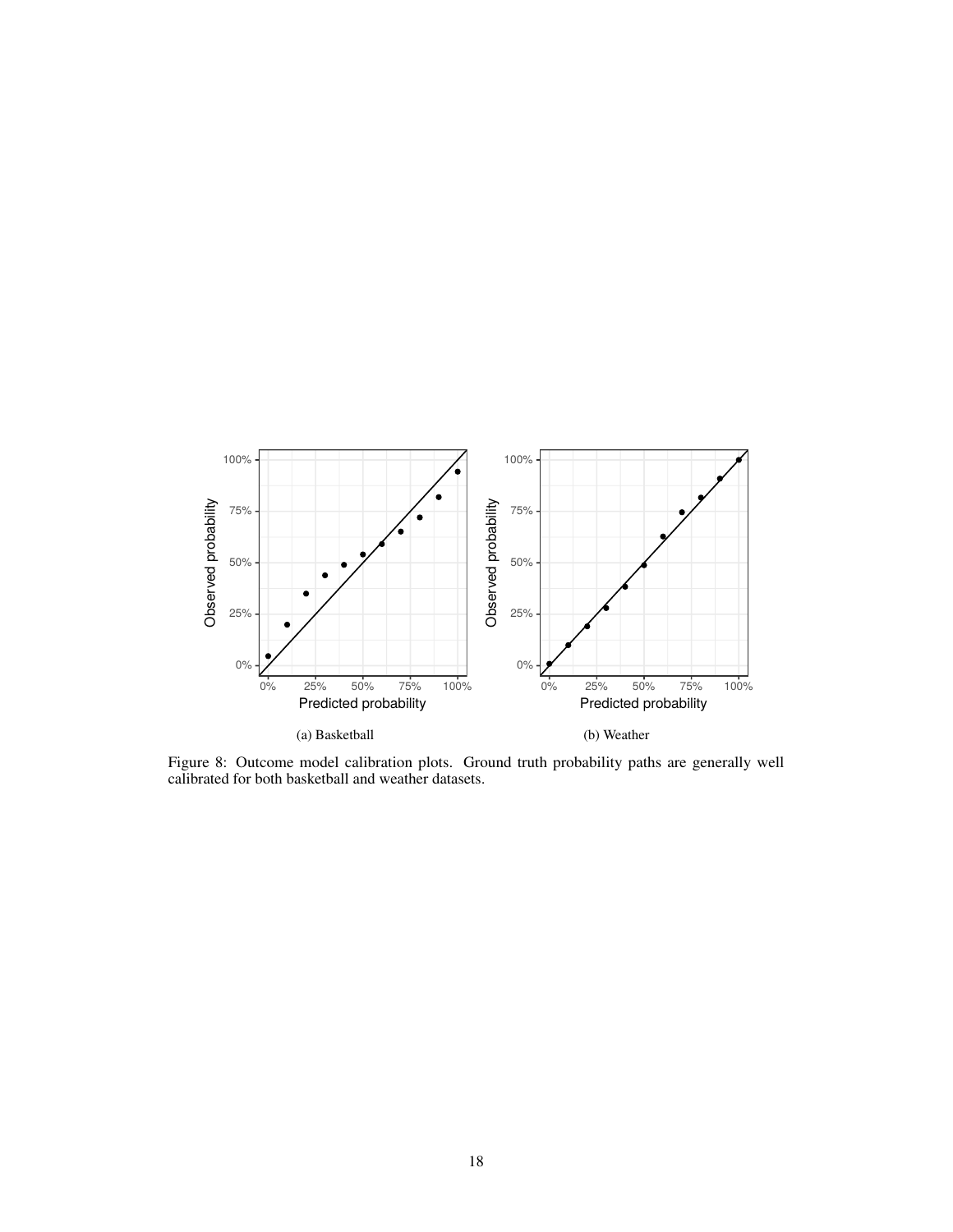100%
75%
50%
25%
0%
Observed probability
0% 25% 50% 75% 100%
Predicted probability

(a) Basketball

100%
75%
50%
25%
0%
Observed probability
0% 25% 50% 75% 100%
Predicted probability

(b) Weather

Figure 8: Outcome model calibration plots. Ground truth probability paths are generally well calibrated for both basketball and weather datasets.